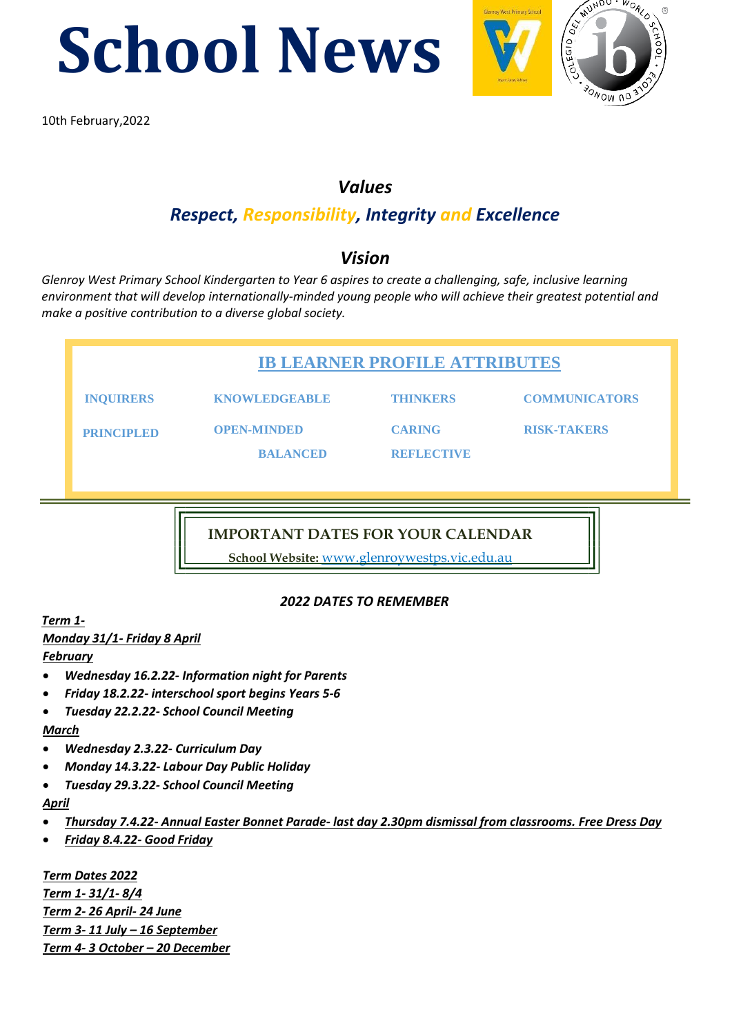# School News

10th February,2022

## *Values*

### ***Respect, Responsibility, Integrity and Excellence***

## *Vision*

*Glenroy West Primary School Kindergarten to Year 6 aspires to create a challenging, safe, inclusive learning environment that will develop internationally-minded young people who will achieve their greatest potential and make a positive contribution to a diverse global society.*

### IB LEARNER PROFILE ATTRIBUTES

| | | | |
|---|---|---|---|
| **INQUIRERS** | **KNOWLEDGEABLE** | **THINKERS** | **COMMUNICATORS** |
| **PRINCIPLED** | **OPEN-MINDED** | **CARING** | **RISK-TAKERS** |
| | **BALANCED** | **REFLECTIVE** | |

### IMPORTANT DATES FOR YOUR CALENDAR

**School Website:** www.glenroywestps.vic.edu.au

***2022 DATES TO REMEMBER***

***Term 1-***
***Monday 31/1- Friday 8 April***
***February***

- ***Wednesday 16.2.22- Information night for Parents***
- ***Friday 18.2.22- interschool sport begins Years 5-6***
- ***Tuesday 22.2.22- School Council Meeting***

***March***

- ***Wednesday 2.3.22- Curriculum Day***
- ***Monday 14.3.22- Labour Day Public Holiday***
- ***Tuesday 29.3.22- School Council Meeting***

***April***

- ***Thursday 7.4.22- Annual Easter Bonnet Parade- last day 2.30pm dismissal from classrooms. Free Dress Day***
- ***Friday 8.4.22- Good Friday***

***Term Dates 2022***
***Term 1- 31/1- 8/4***
***Term 2- 26 April- 24 June***
***Term 3- 11 July – 16 September***
***Term 4- 3 October – 20 December***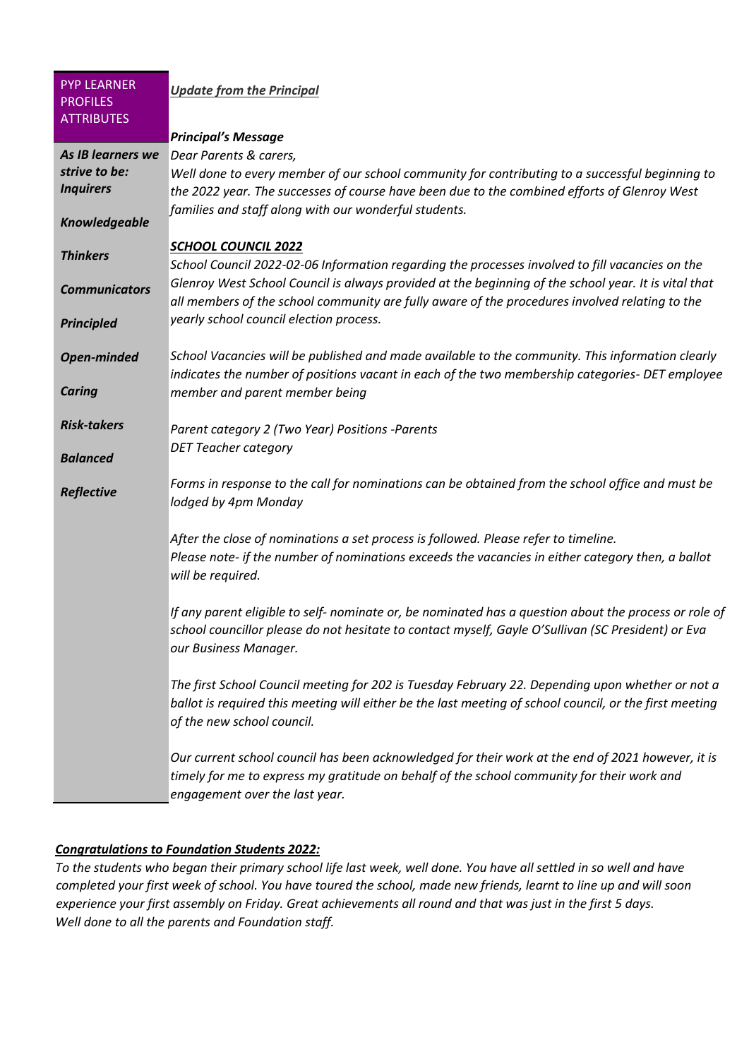| PYP LEARNER PROFILES ATTRIBUTES | ***Update from the Principal*** |
|---|---|
| ***As IB learners we strive to be:*** | ***Principal's Message*** |
| ***Inquirers*** | *Dear Parents & carers,* |
| ***Knowledgeable*** | *Well done to every member of our school community for contributing to a successful beginning to the 2022 year. The successes of course have been due to the combined efforts of Glenroy West families and staff along with our wonderful students.* |
| ***Thinkers*** | ***SCHOOL COUNCIL 2022*** |
| ***Communicators*** | *School Council 2022-02-06 Information regarding the processes involved to fill vacancies on the Glenroy West School Council is always provided at the beginning of the school year. It is vital that all members of the school community are fully aware of the procedures involved relating to the yearly school council election process.* |
| ***Principled*** | *School Vacancies will be published and made available to the community. This information clearly indicates the number of positions vacant in each of the two membership categories- DET employee member and parent member being* |
| ***Open-minded*** | *Parent category 2 (Two Year) Positions -Parents* |
| ***Caring*** | *DET Teacher category* |
| ***Risk-takers*** | *Forms in response to the call for nominations can be obtained from the school office and must be lodged by 4pm Monday* |
| ***Balanced*** | *After the close of nominations a set process is followed. Please refer to timeline. Please note- if the number of nominations exceeds the vacancies in either category then, a ballot will be required.* |
| ***Reflective*** | *If any parent eligible to self- nominate or, be nominated has a question about the process or role of school councillor please do not hesitate to contact myself, Gayle O'Sullivan (SC President) or Eva our Business Manager.* |
| | *The first School Council meeting for 202 is Tuesday February 22. Depending upon whether or not a ballot is required this meeting will either be the last meeting of school council, or the first meeting of the new school council.* |
| | *Our current school council has been acknowledged for their work at the end of 2021 however, it is timely for me to express my gratitude on behalf of the school community for their work and engagement over the last year.* |

***Congratulations to Foundation Students 2022:***

*To the students who began their primary school life last week, well done. You have all settled in so well and have completed your first week of school. You have toured the school, made new friends, learnt to line up and will soon experience your first assembly on Friday. Great achievements all round and that was just in the first 5 days. Well done to all the parents and Foundation staff.*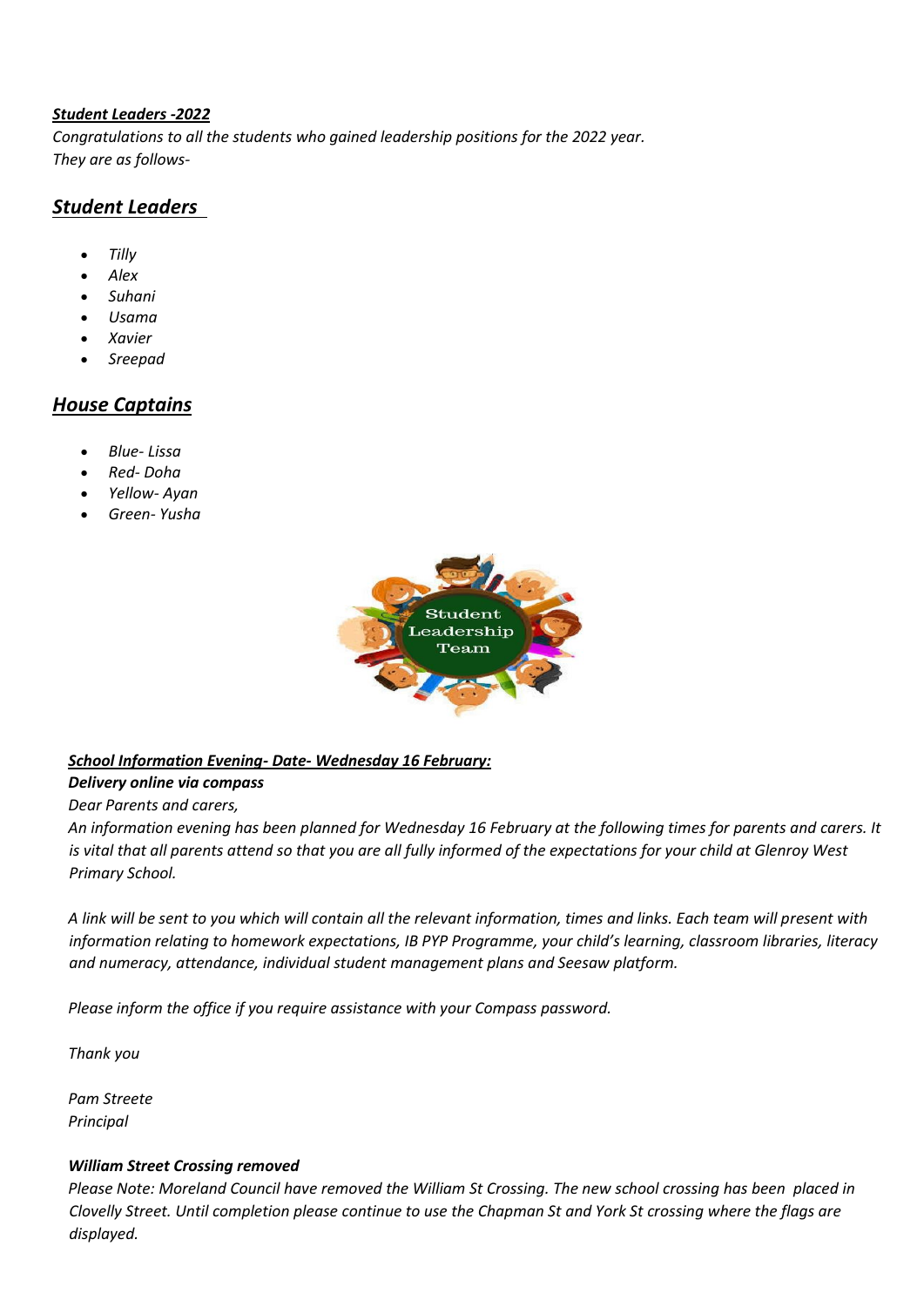***Student Leaders -2022***

*Congratulations to all the students who gained leadership positions for the 2022 year.*
*They are as follows-*

## ***Student Leaders***

- *Tilly*
- *Alex*
- *Suhani*
- *Usama*
- *Xavier*
- *Sreepad*

## ***House Captains***

- *Blue- Lissa*
- *Red- Doha*
- *Yellow- Ayan*
- *Green- Yusha*

***School Information Evening- Date- Wednesday 16 February:***

***Delivery online via compass***

*Dear Parents and carers,*

*An information evening has been planned for Wednesday 16 February at the following times for parents and carers. It is vital that all parents attend so that you are all fully informed of the expectations for your child at Glenroy West Primary School.*

*A link will be sent to you which will contain all the relevant information, times and links. Each team will present with information relating to homework expectations, IB PYP Programme, your child's learning, classroom libraries, literacy and numeracy, attendance, individual student management plans and Seesaw platform.*

*Please inform the office if you require assistance with your Compass password.*

*Thank you*

*Pam Streete*
*Principal*

***William Street Crossing removed***

*Please Note: Moreland Council have removed the William St Crossing. The new school crossing has been placed in Clovelly Street. Until completion please continue to use the Chapman St and York St crossing where the flags are displayed.*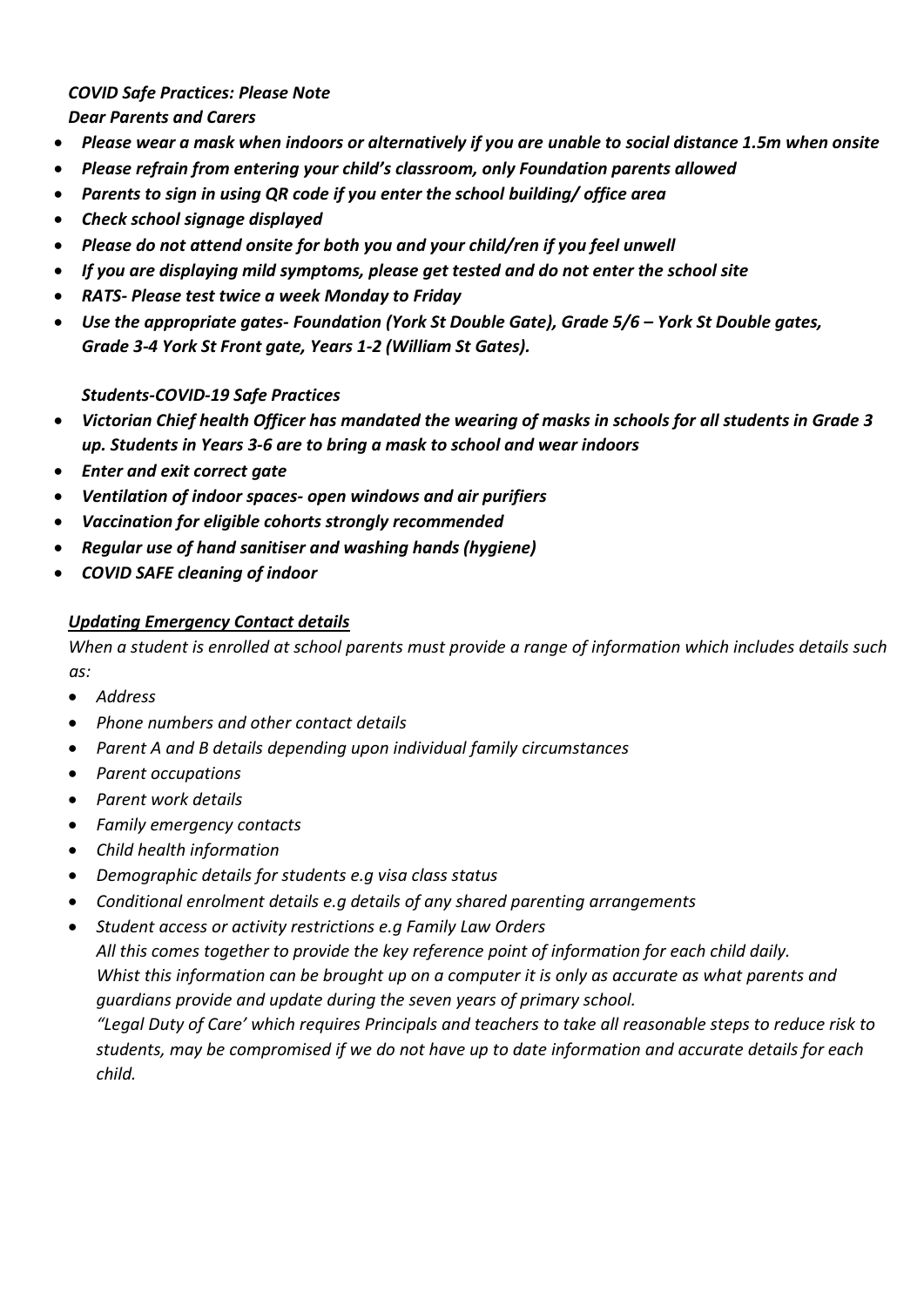***COVID Safe Practices: Please Note***

***Dear Parents and Carers***

- ***Please wear a mask when indoors or alternatively if you are unable to social distance 1.5m when onsite***
- ***Please refrain from entering your child's classroom, only Foundation parents allowed***
- ***Parents to sign in using QR code if you enter the school building/ office area***
- ***Check school signage displayed***
- ***Please do not attend onsite for both you and your child/ren if you feel unwell***
- ***If you are displaying mild symptoms, please get tested and do not enter the school site***
- ***RATS- Please test twice a week Monday to Friday***
- ***Use the appropriate gates- Foundation (York St Double Gate), Grade 5/6 – York St Double gates, Grade 3-4 York St Front gate, Years 1-2 (William St Gates).***

***Students-COVID-19 Safe Practices***

- ***Victorian Chief health Officer has mandated the wearing of masks in schools for all students in Grade 3 up. Students in Years 3-6 are to bring a mask to school and wear indoors***
- ***Enter and exit correct gate***
- ***Ventilation of indoor spaces- open windows and air purifiers***
- ***Vaccination for eligible cohorts strongly recommended***
- ***Regular use of hand sanitiser and washing hands (hygiene)***
- ***COVID SAFE cleaning of indoor***

***<u>Updating Emergency Contact details</u>***

*When a student is enrolled at school parents must provide a range of information which includes details such as:*

- *Address*
- *Phone numbers and other contact details*
- *Parent A and B details depending upon individual family circumstances*
- *Parent occupations*
- *Parent work details*
- *Family emergency contacts*
- *Child health information*
- *Demographic details for students e.g visa class status*
- *Conditional enrolment details e.g details of any shared parenting arrangements*
- *Student access or activity restrictions e.g Family Law Orders*

  *All this comes together to provide the key reference point of information for each child daily.*

  *Whist this information can be brought up on a computer it is only as accurate as what parents and guardians provide and update during the seven years of primary school.*

  *"Legal Duty of Care' which requires Principals and teachers to take all reasonable steps to reduce risk to students, may be compromised if we do not have up to date information and accurate details for each child.*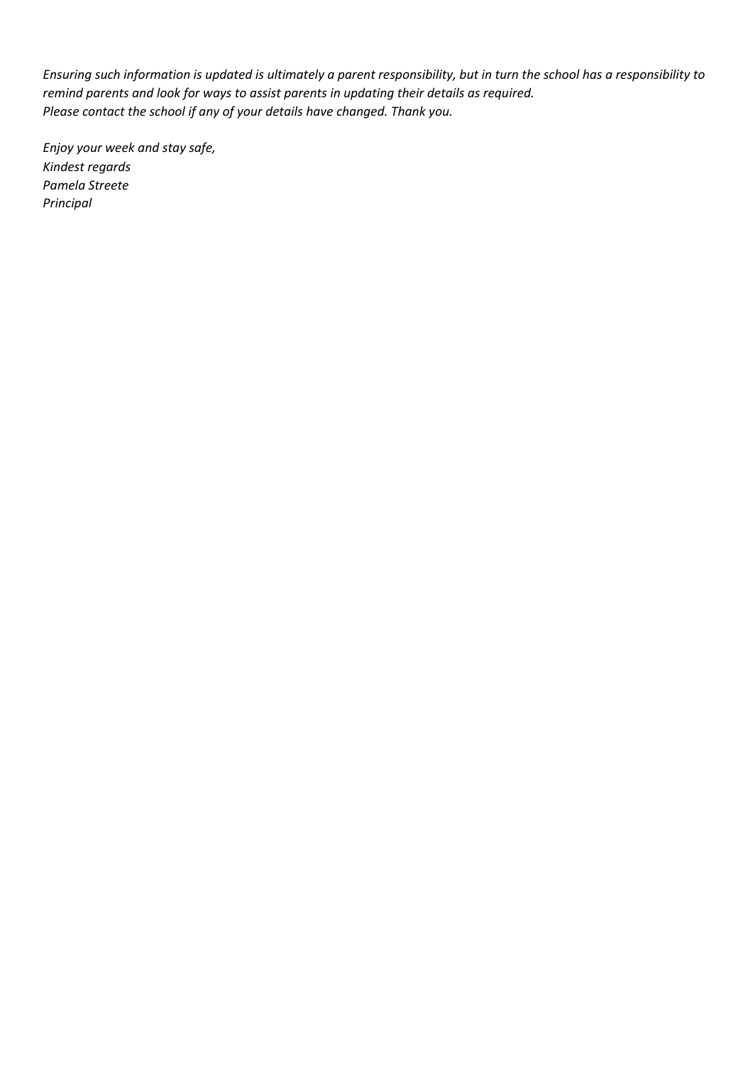*Ensuring such information is updated is ultimately a parent responsibility, but in turn the school has a responsibility to remind parents and look for ways to assist parents in updating their details as required.*
*Please contact the school if any of your details have changed. Thank you.*

*Enjoy your week and stay safe,*
*Kindest regards*
*Pamela Streete*
*Principal*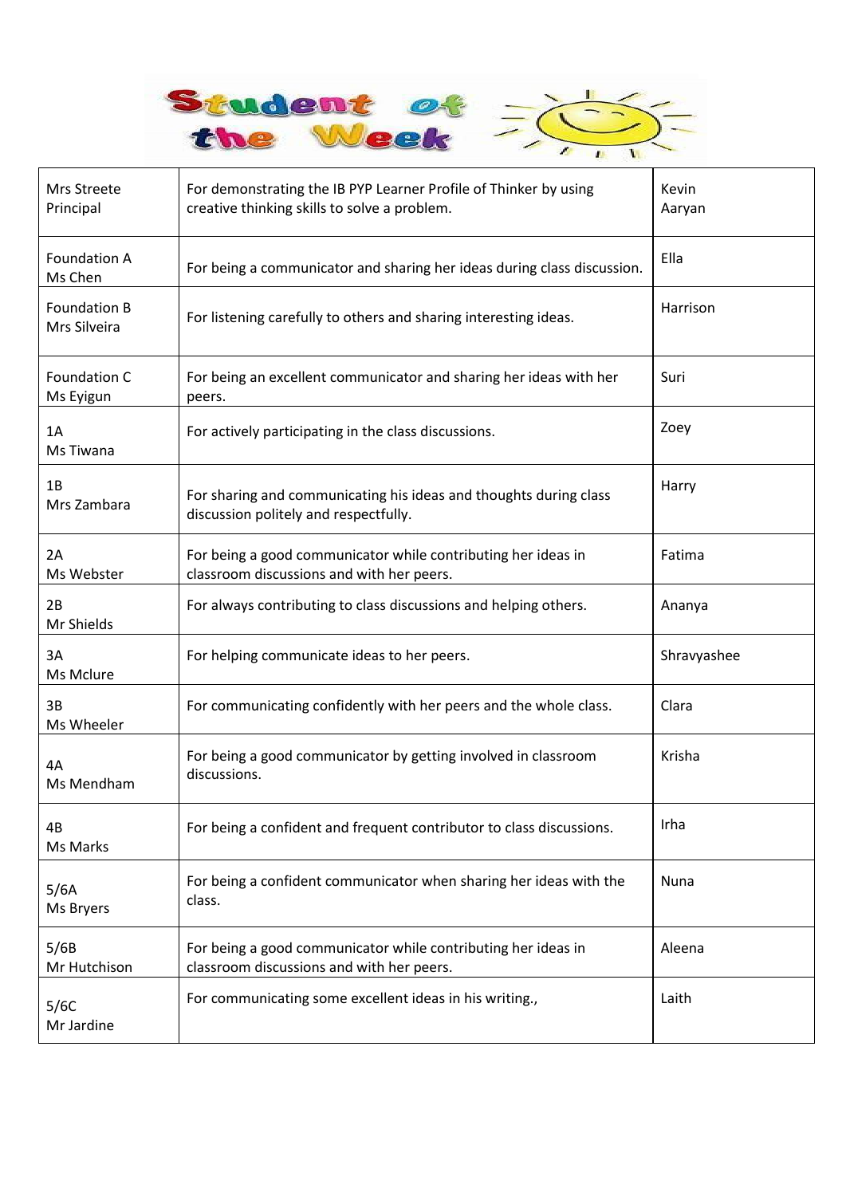# Student of the Week

| | | |
|---|---|---|
| Mrs Streete<br>Principal | For demonstrating the IB PYP Learner Profile of Thinker by using creative thinking skills to solve a problem. | Kevin<br>Aaryan |
| Foundation A<br>Ms Chen | For being a communicator and sharing her ideas during class discussion. | Ella |
| Foundation B<br>Mrs Silveira | For listening carefully to others and sharing interesting ideas. | Harrison |
| Foundation C<br>Ms Eyigun | For being an excellent communicator and sharing her ideas with her peers. | Suri |
| 1A<br>Ms Tiwana | For actively participating in the class discussions. | Zoey |
| 1B<br>Mrs Zambara | For sharing and communicating his ideas and thoughts during class discussion politely and respectfully. | Harry |
| 2A<br>Ms Webster | For being a good communicator while contributing her ideas in classroom discussions and with her peers. | Fatima |
| 2B<br>Mr Shields | For always contributing to class discussions and helping others. | Ananya |
| 3A<br>Ms Mclure | For helping communicate ideas to her peers. | Shravyashee |
| 3B<br>Ms Wheeler | For communicating confidently with her peers and the whole class. | Clara |
| 4A<br>Ms Mendham | For being a good communicator by getting involved in classroom discussions. | Krisha |
| 4B<br>Ms Marks | For being a confident and frequent contributor to class discussions. | Irha |
| 5/6A<br>Ms Bryers | For being a confident communicator when sharing her ideas with the class. | Nuna |
| 5/6B<br>Mr Hutchison | For being a good communicator while contributing her ideas in classroom discussions and with her peers. | Aleena |
| 5/6C<br>Mr Jardine | For communicating some excellent ideas in his writing., | Laith |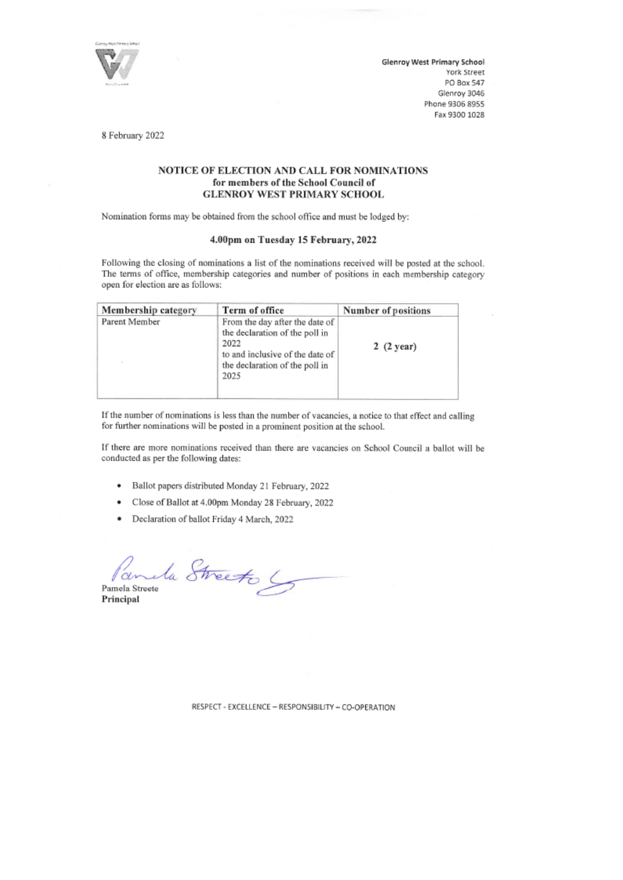Glenroy West Primary School
York Street
PO Box 547
Glenroy 3046
Phone 9306 8955
Fax 9300 1028

8 February 2022

## NOTICE OF ELECTION AND CALL FOR NOMINATIONS
### for members of the School Council of
### GLENROY WEST PRIMARY SCHOOL

Nomination forms may be obtained from the school office and must be lodged by:

**4.00pm on Tuesday 15 February, 2022**

Following the closing of nominations a list of the nominations received will be posted at the school. The terms of office, membership categories and number of positions in each membership category open for election are as follows:

| Membership category | Term of office | Number of positions |
|---|---|---|
| Parent Member | From the day after the date of the declaration of the poll in 2022 to and inclusive of the date of the declaration of the poll in 2025 | 2 (2 year) |

If the number of nominations is less than the number of vacancies, a notice to that effect and calling for further nominations will be posted in a prominent position at the school.

If there are more nominations received than there are vacancies on School Council a ballot will be conducted as per the following dates:

- Ballot papers distributed Monday 21 February, 2022
- Close of Ballot at 4.00pm Monday 28 February, 2022
- Declaration of ballot Friday 4 March, 2022

Pamela Streete
**Principal**

RESPECT - EXCELLENCE – RESPONSIBILITY – CO-OPERATION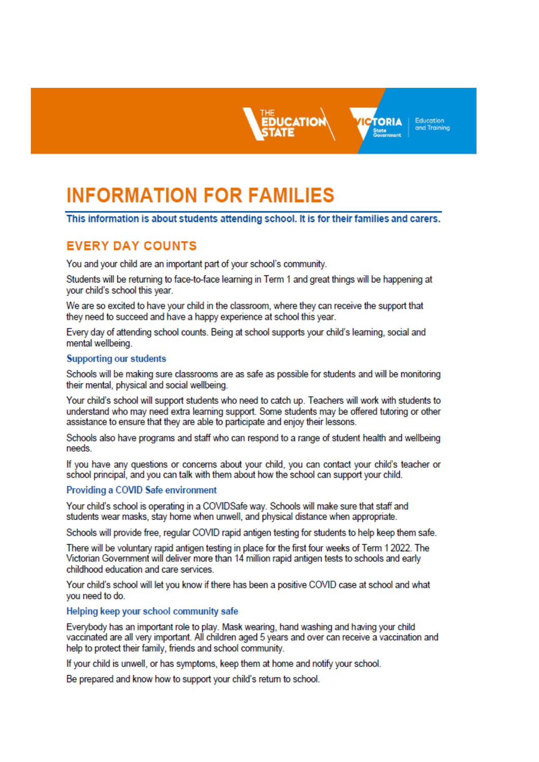# INFORMATION FOR FAMILIES

**This information is about students attending school. It is for their families and carers.**

## EVERY DAY COUNTS

You and your child are an important part of your school's community.

Students will be returning to face-to-face learning in Term 1 and great things will be happening at your child's school this year.

We are so excited to have your child in the classroom, where they can receive the support that they need to succeed and have a happy experience at school this year.

Every day of attending school counts. Being at school supports your child's learning, social and mental wellbeing.

### Supporting our students

Schools will be making sure classrooms are as safe as possible for students and will be monitoring their mental, physical and social wellbeing.

Your child's school will support students who need to catch up. Teachers will work with students to understand who may need extra learning support. Some students may be offered tutoring or other assistance to ensure that they are able to participate and enjoy their lessons.

Schools also have programs and staff who can respond to a range of student health and wellbeing needs.

If you have any questions or concerns about your child, you can contact your child's teacher or school principal, and you can talk with them about how the school can support your child.

### Providing a COVID Safe environment

Your child's school is operating in a COVIDSafe way. Schools will make sure that staff and students wear masks, stay home when unwell, and physical distance when appropriate.

Schools will provide free, regular COVID rapid antigen testing for students to help keep them safe.

There will be voluntary rapid antigen testing in place for the first four weeks of Term 1 2022. The Victorian Government will deliver more than 14 million rapid antigen tests to schools and early childhood education and care services.

Your child's school will let you know if there has been a positive COVID case at school and what you need to do.

### Helping keep your school community safe

Everybody has an important role to play. Mask wearing, hand washing and having your child vaccinated are all very important. All children aged 5 years and over can receive a vaccination and help to protect their family, friends and school community.

If your child is unwell, or has symptoms, keep them at home and notify your school.

Be prepared and know how to support your child's return to school.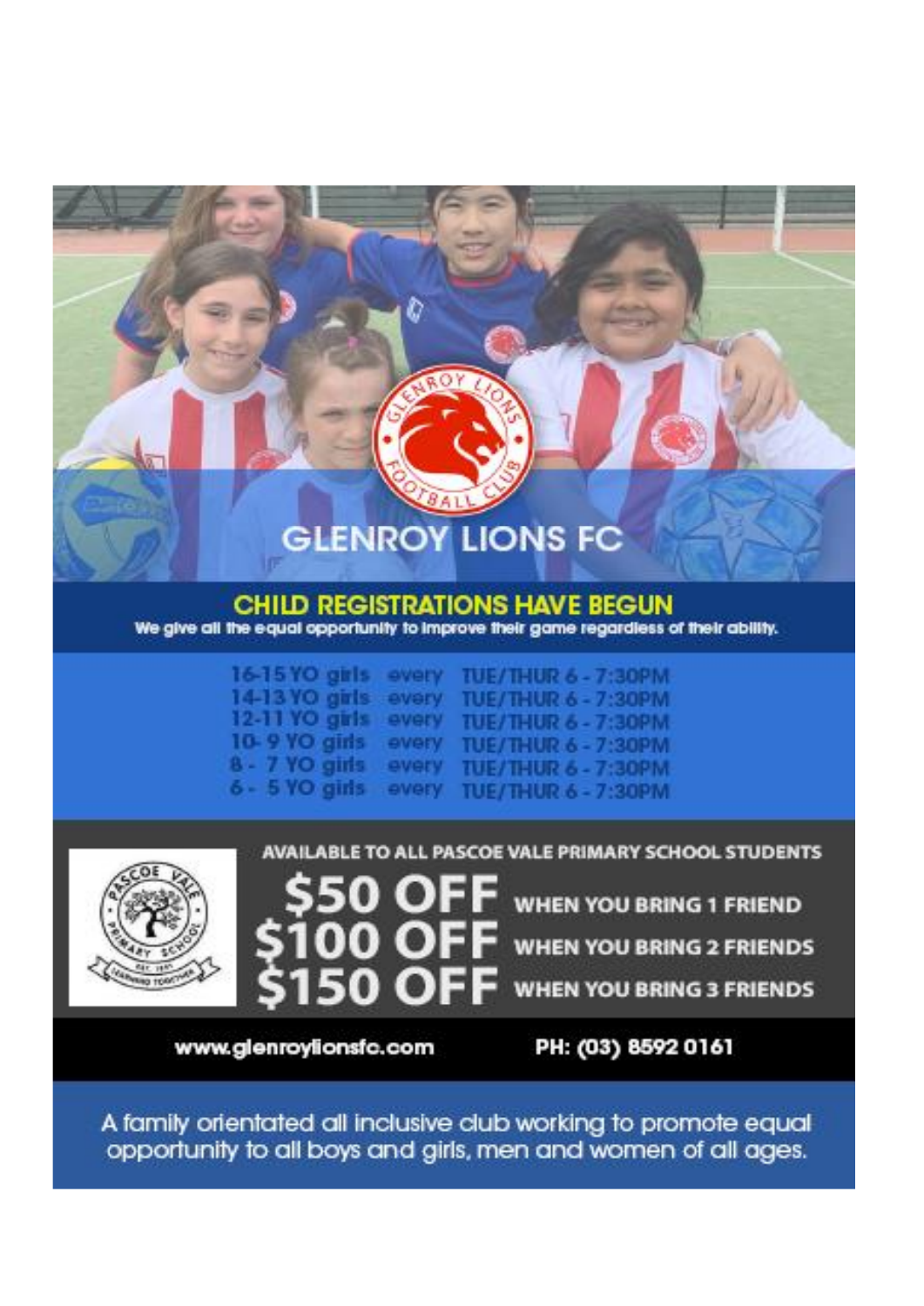# GLENROY LIONS FC

## CHILD REGISTRATIONS HAVE BEGUN

We give all the equal opportunity to improve their game regardless of their ability.

| | | |
|---|---|---|
| 16-15 YO girls | every | TUE/THUR 6 - 7:30PM |
| 14-13 YO girls | every | TUE/THUR 6 - 7:30PM |
| 12-11 YO girls | every | TUE/THUR 6 - 7:30PM |
| 10- 9 YO girls | every | TUE/THUR 6 - 7:30PM |
| 8 - 7 YO girls | every | TUE/THUR 6 - 7:30PM |
| 6 - 5 YO girls | every | TUE/THUR 6 - 7:30PM |

**AVAILABLE TO ALL PASCOE VALE PRIMARY SCHOOL STUDENTS**

**$50 OFF** WHEN YOU BRING 1 FRIEND

**$100 OFF** WHEN YOU BRING 2 FRIENDS

**$150 OFF** WHEN YOU BRING 3 FRIENDS

www.glenroylionsfc.com PH: (03) 8592 0161

A family orientated all inclusive club working to promote equal opportunity to all boys and girls, men and women of all ages.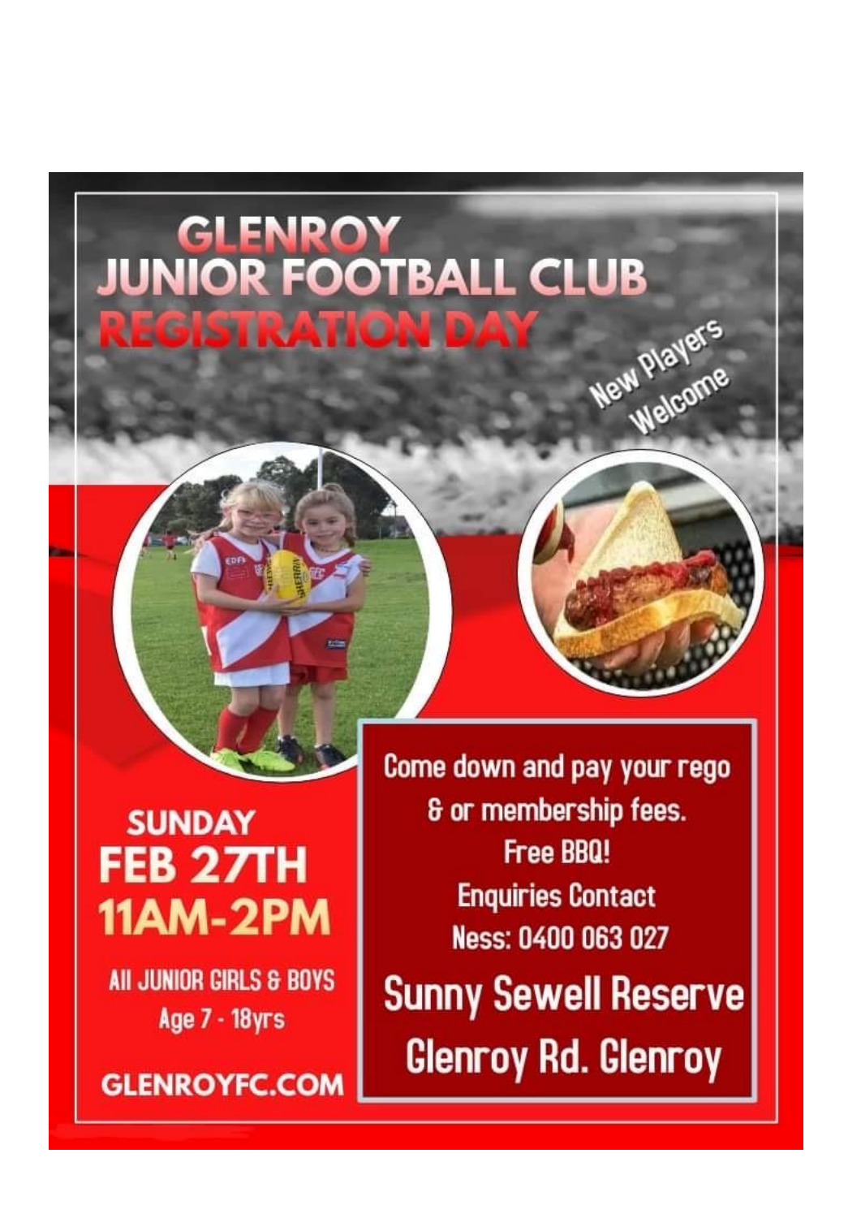# GLENROY JUNIOR FOOTBALL CLUB REGISTRATION DAY

New Players Welcome

**SUNDAY**
**FEB 27TH**
**11AM-2PM**

All JUNIOR GIRLS & BOYS
Age 7 - 18yrs

**GLENROYFC.COM**

Come down and pay your rego & or membership fees.
Free BBQ!
Enquiries Contact
Ness: 0400 063 027

**Sunny Sewell Reserve**
**Glenroy Rd. Glenroy**